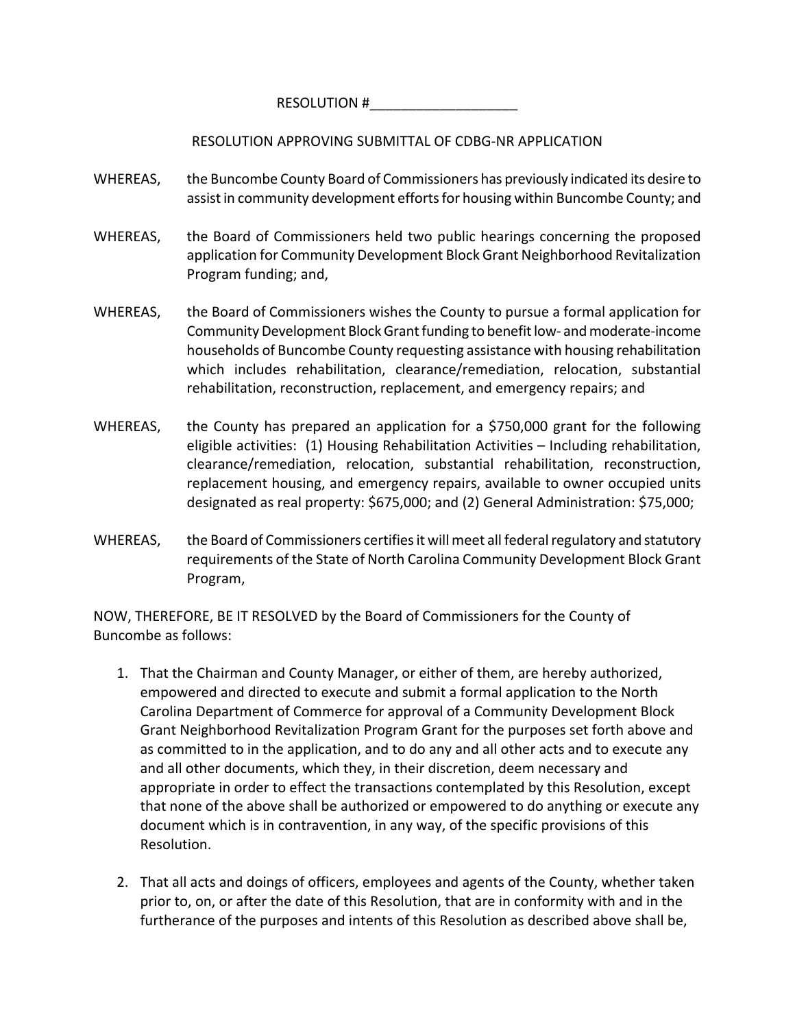RESOLUTION #___________________

RESOLUTION APPROVING SUBMITTAL OF CDBG-NR APPLICATION

WHEREAS, the Buncombe County Board of Commissioners has previously indicated its desire to assist in community development efforts for housing within Buncombe County; and

WHEREAS, the Board of Commissioners held two public hearings concerning the proposed application for Community Development Block Grant Neighborhood Revitalization Program funding; and,

WHEREAS, the Board of Commissioners wishes the County to pursue a formal application for Community Development Block Grant funding to benefit low- and moderate-income households of Buncombe County requesting assistance with housing rehabilitation which includes rehabilitation, clearance/remediation, relocation, substantial rehabilitation, reconstruction, replacement, and emergency repairs; and

WHEREAS, the County has prepared an application for a $750,000 grant for the following eligible activities: (1) Housing Rehabilitation Activities – Including rehabilitation, clearance/remediation, relocation, substantial rehabilitation, reconstruction, replacement housing, and emergency repairs, available to owner occupied units designated as real property: $675,000; and (2) General Administration: $75,000;

WHEREAS, the Board of Commissioners certifies it will meet all federal regulatory and statutory requirements of the State of North Carolina Community Development Block Grant Program,

NOW, THEREFORE, BE IT RESOLVED by the Board of Commissioners for the County of Buncombe as follows:

1. That the Chairman and County Manager, or either of them, are hereby authorized, empowered and directed to execute and submit a formal application to the North Carolina Department of Commerce for approval of a Community Development Block Grant Neighborhood Revitalization Program Grant for the purposes set forth above and as committed to in the application, and to do any and all other acts and to execute any and all other documents, which they, in their discretion, deem necessary and appropriate in order to effect the transactions contemplated by this Resolution, except that none of the above shall be authorized or empowered to do anything or execute any document which is in contravention, in any way, of the specific provisions of this Resolution.

2. That all acts and doings of officers, employees and agents of the County, whether taken prior to, on, or after the date of this Resolution, that are in conformity with and in the furtherance of the purposes and intents of this Resolution as described above shall be,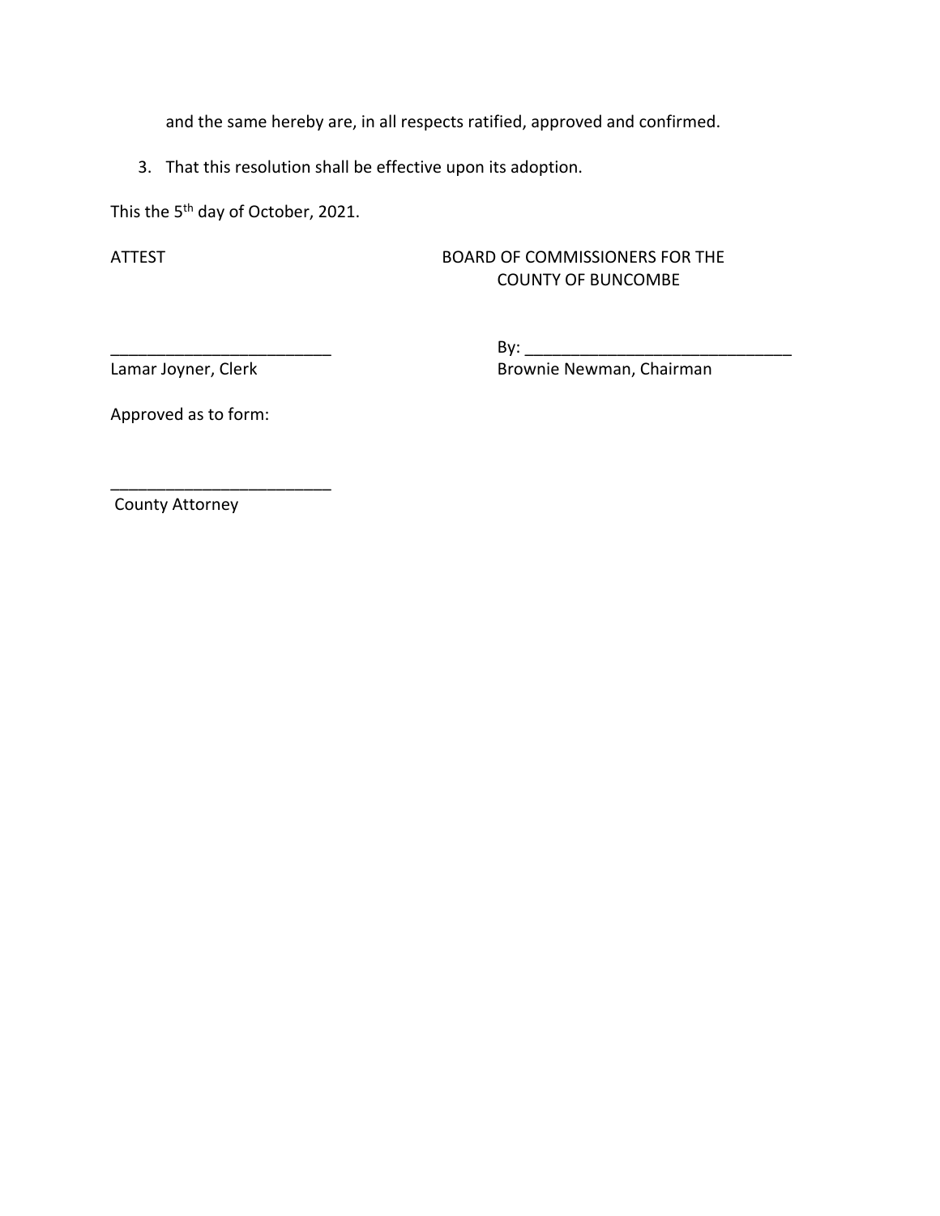and the same hereby are, in all respects ratified, approved and confirmed.

3. That this resolution shall be effective upon its adoption.

This the 5th day of October, 2021.

ATTEST

BOARD OF COMMISSIONERS FOR THE COUNTY OF BUNCOMBE

_________________________
Lamar Joyner, Clerk

By: _____________________________
Brownie Newman, Chairman

Approved as to form:

_________________________
County Attorney